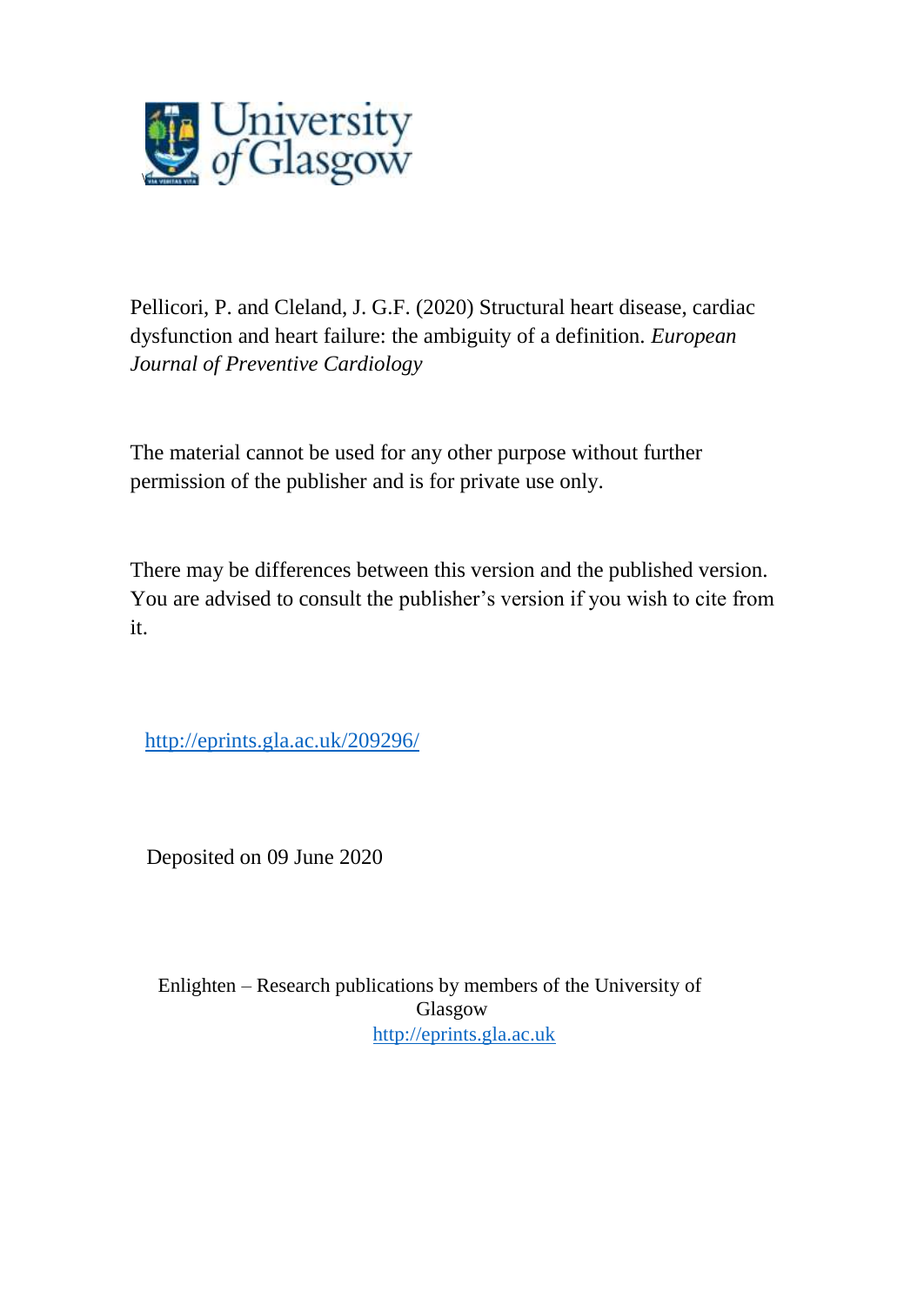Pellicori, P. and Cleland, J. G.F. (2020) Structural heart disease, cardiac dysfunction and heart failure: the ambiguity of a definition. *European Journal of Preventive Cardiology*

The material cannot be used for any other purpose without further permission of the publisher and is for private use only.

There may be differences between this version and the published version. You are advised to consult the publisher's version if you wish to cite from it.

http://eprints.gla.ac.uk/209296/

Deposited on 09 June 2020

Enlighten – Research publications by members of the University of Glasgow
http://eprints.gla.ac.uk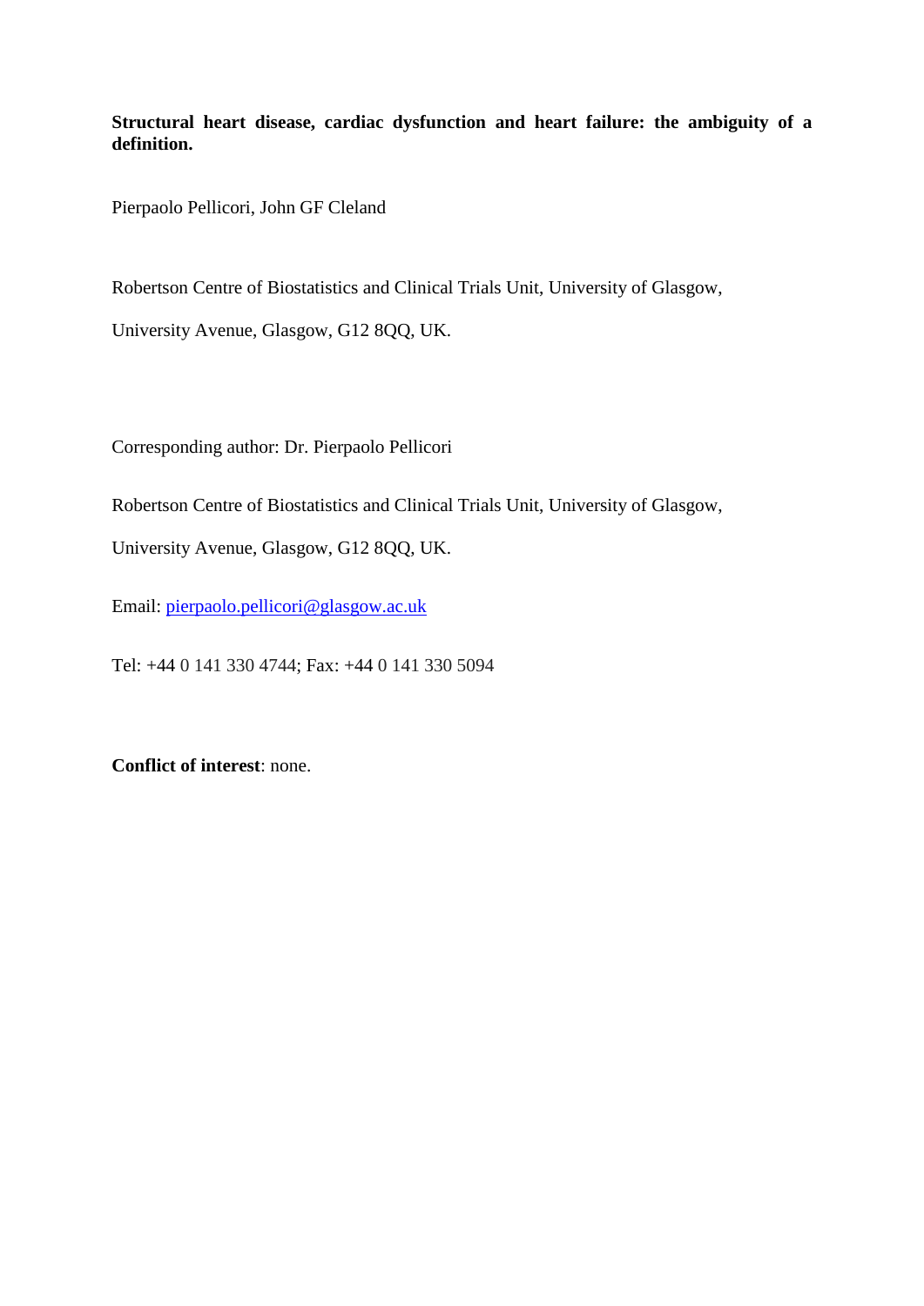**Structural heart disease, cardiac dysfunction and heart failure: the ambiguity of a definition.**

Pierpaolo Pellicori, John GF Cleland

Robertson Centre of Biostatistics and Clinical Trials Unit, University of Glasgow,

University Avenue, Glasgow, G12 8QQ, UK.

Corresponding author: Dr. Pierpaolo Pellicori

Robertson Centre of Biostatistics and Clinical Trials Unit, University of Glasgow,

University Avenue, Glasgow, G12 8QQ, UK.

Email: pierpaolo.pellicori@glasgow.ac.uk

Tel: +44 0 141 330 4744; Fax: +44 0 141 330 5094

**Conflict of interest**: none.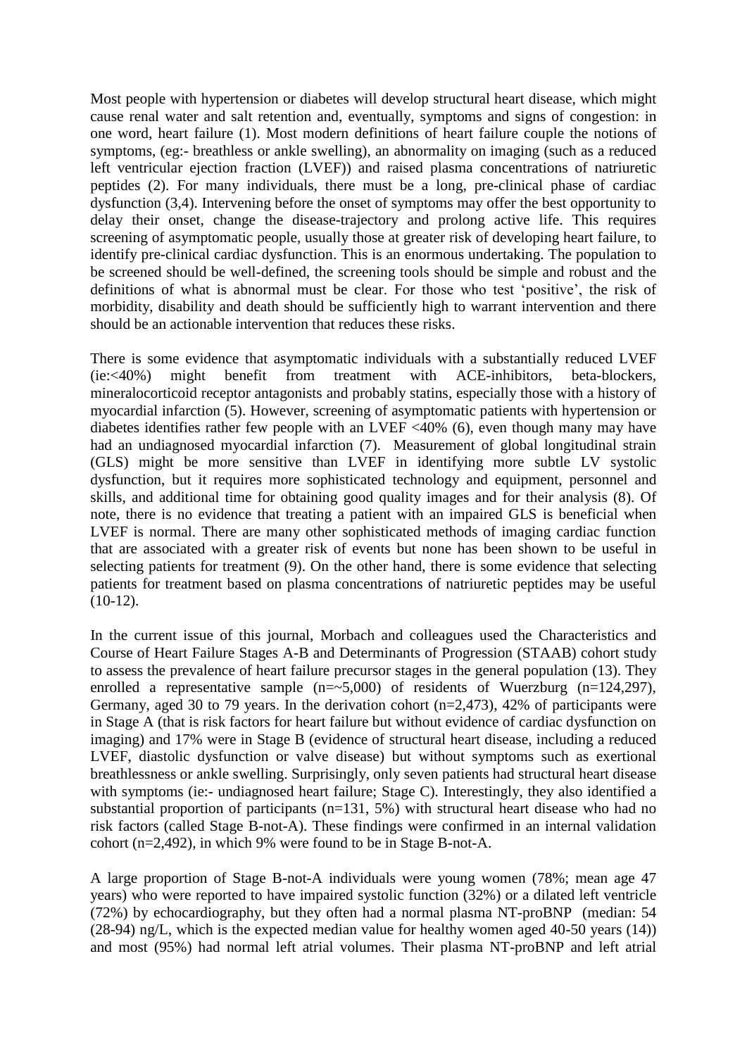Most people with hypertension or diabetes will develop structural heart disease, which might cause renal water and salt retention and, eventually, symptoms and signs of congestion: in one word, heart failure (1). Most modern definitions of heart failure couple the notions of symptoms, (eg:- breathless or ankle swelling), an abnormality on imaging (such as a reduced left ventricular ejection fraction (LVEF)) and raised plasma concentrations of natriuretic peptides (2). For many individuals, there must be a long, pre-clinical phase of cardiac dysfunction (3,4). Intervening before the onset of symptoms may offer the best opportunity to delay their onset, change the disease-trajectory and prolong active life. This requires screening of asymptomatic people, usually those at greater risk of developing heart failure, to identify pre-clinical cardiac dysfunction. This is an enormous undertaking. The population to be screened should be well-defined, the screening tools should be simple and robust and the definitions of what is abnormal must be clear. For those who test 'positive', the risk of morbidity, disability and death should be sufficiently high to warrant intervention and there should be an actionable intervention that reduces these risks.

There is some evidence that asymptomatic individuals with a substantially reduced LVEF (ie:<40%) might benefit from treatment with ACE-inhibitors, beta-blockers, mineralocorticoid receptor antagonists and probably statins, especially those with a history of myocardial infarction (5). However, screening of asymptomatic patients with hypertension or diabetes identifies rather few people with an LVEF <40% (6), even though many may have had an undiagnosed myocardial infarction (7). Measurement of global longitudinal strain (GLS) might be more sensitive than LVEF in identifying more subtle LV systolic dysfunction, but it requires more sophisticated technology and equipment, personnel and skills, and additional time for obtaining good quality images and for their analysis (8). Of note, there is no evidence that treating a patient with an impaired GLS is beneficial when LVEF is normal. There are many other sophisticated methods of imaging cardiac function that are associated with a greater risk of events but none has been shown to be useful in selecting patients for treatment (9). On the other hand, there is some evidence that selecting patients for treatment based on plasma concentrations of natriuretic peptides may be useful (10-12).

In the current issue of this journal, Morbach and colleagues used the Characteristics and Course of Heart Failure Stages A-B and Determinants of Progression (STAAB) cohort study to assess the prevalence of heart failure precursor stages in the general population (13). They enrolled a representative sample (n=~5,000) of residents of Wuerzburg (n=124,297), Germany, aged 30 to 79 years. In the derivation cohort (n=2,473), 42% of participants were in Stage A (that is risk factors for heart failure but without evidence of cardiac dysfunction on imaging) and 17% were in Stage B (evidence of structural heart disease, including a reduced LVEF, diastolic dysfunction or valve disease) but without symptoms such as exertional breathlessness or ankle swelling. Surprisingly, only seven patients had structural heart disease with symptoms (ie:- undiagnosed heart failure; Stage C). Interestingly, they also identified a substantial proportion of participants (n=131, 5%) with structural heart disease who had no risk factors (called Stage B-not-A). These findings were confirmed in an internal validation cohort (n=2,492), in which 9% were found to be in Stage B-not-A.

A large proportion of Stage B-not-A individuals were young women (78%; mean age 47 years) who were reported to have impaired systolic function (32%) or a dilated left ventricle (72%) by echocardiography, but they often had a normal plasma NT-proBNP (median: 54 (28-94) ng/L, which is the expected median value for healthy women aged 40-50 years (14)) and most (95%) had normal left atrial volumes. Their plasma NT-proBNP and left atrial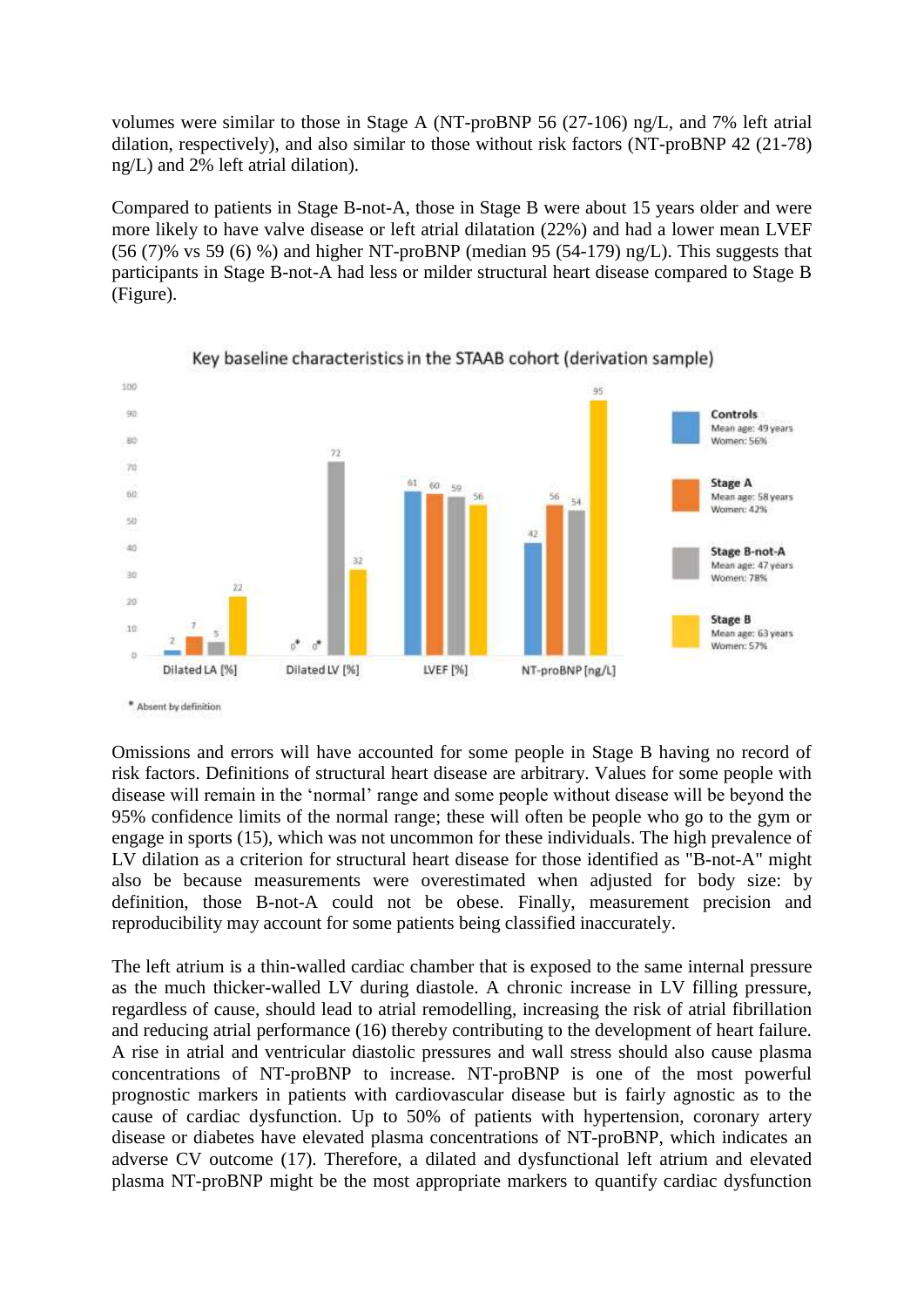volumes were similar to those in Stage A (NT-proBNP 56 (27-106) ng/L, and 7% left atrial dilation, respectively), and also similar to those without risk factors (NT-proBNP 42 (21-78) ng/L) and 2% left atrial dilation).

Compared to patients in Stage B-not-A, those in Stage B were about 15 years older and were more likely to have valve disease or left atrial dilatation (22%) and had a lower mean LVEF (56 (7)% vs 59 (6) %) and higher NT-proBNP (median 95 (54-179) ng/L). This suggests that participants in Stage B-not-A had less or milder structural heart disease compared to Stage B (Figure).

Key baseline characteristics in the STAAB cohort (derivation sample)

| | Controls | Stage A | Stage B-not-A | Stage B |
|---|---|---|---|---|
| Dilated LA [%] | 2 | 7 | 5 | 22 |
| Dilated LV [%] | 0* | 0* | 72 | 32 |
| LVEF [%] | 61 | 60 | 59 | 56 |
| NT-proBNP [ng/L] | 42 | 56 | 54 | 95 |

Controls: Mean age: 49 years, Women: 56%
Stage A: Mean age: 58 years, Women: 42%
Stage B-not-A: Mean age: 47 years, Women: 78%
Stage B: Mean age: 63 years, Women: 57%

\* Absent by definition

Omissions and errors will have accounted for some people in Stage B having no record of risk factors. Definitions of structural heart disease are arbitrary. Values for some people with disease will remain in the 'normal' range and some people without disease will be beyond the 95% confidence limits of the normal range; these will often be people who go to the gym or engage in sports (15), which was not uncommon for these individuals. The high prevalence of LV dilation as a criterion for structural heart disease for those identified as "B-not-A" might also be because measurements were overestimated when adjusted for body size: by definition, those B-not-A could not be obese. Finally, measurement precision and reproducibility may account for some patients being classified inaccurately.

The left atrium is a thin-walled cardiac chamber that is exposed to the same internal pressure as the much thicker-walled LV during diastole. A chronic increase in LV filling pressure, regardless of cause, should lead to atrial remodelling, increasing the risk of atrial fibrillation and reducing atrial performance (16) thereby contributing to the development of heart failure. A rise in atrial and ventricular diastolic pressures and wall stress should also cause plasma concentrations of NT-proBNP to increase. NT-proBNP is one of the most powerful prognostic markers in patients with cardiovascular disease but is fairly agnostic as to the cause of cardiac dysfunction. Up to 50% of patients with hypertension, coronary artery disease or diabetes have elevated plasma concentrations of NT-proBNP, which indicates an adverse CV outcome (17). Therefore, a dilated and dysfunctional left atrium and elevated plasma NT-proBNP might be the most appropriate markers to quantify cardiac dysfunction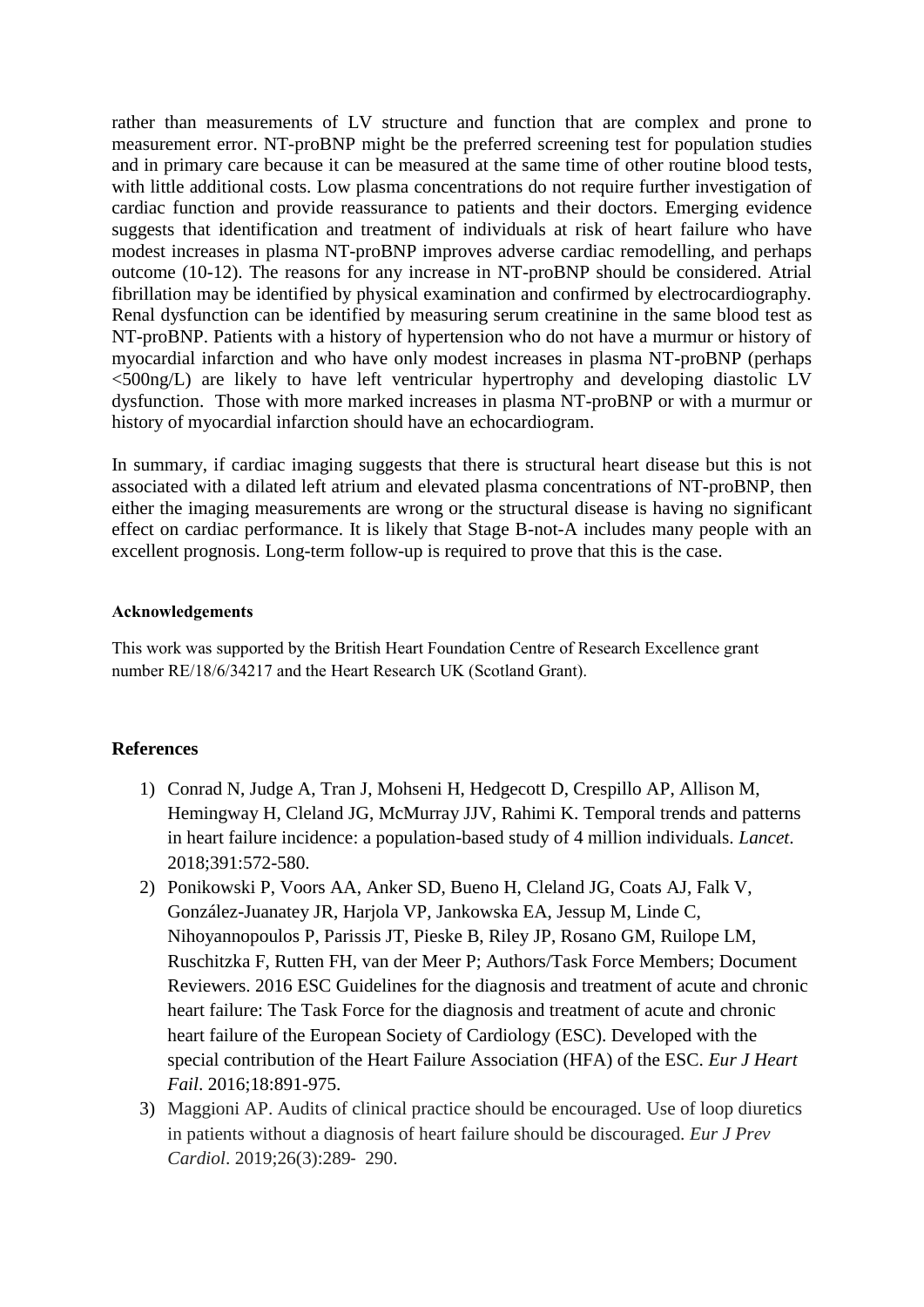rather than measurements of LV structure and function that are complex and prone to measurement error. NT-proBNP might be the preferred screening test for population studies and in primary care because it can be measured at the same time of other routine blood tests, with little additional costs. Low plasma concentrations do not require further investigation of cardiac function and provide reassurance to patients and their doctors. Emerging evidence suggests that identification and treatment of individuals at risk of heart failure who have modest increases in plasma NT-proBNP improves adverse cardiac remodelling, and perhaps outcome (10-12). The reasons for any increase in NT-proBNP should be considered. Atrial fibrillation may be identified by physical examination and confirmed by electrocardiography. Renal dysfunction can be identified by measuring serum creatinine in the same blood test as NT-proBNP. Patients with a history of hypertension who do not have a murmur or history of myocardial infarction and who have only modest increases in plasma NT-proBNP (perhaps <500ng/L) are likely to have left ventricular hypertrophy and developing diastolic LV dysfunction. Those with more marked increases in plasma NT-proBNP or with a murmur or history of myocardial infarction should have an echocardiogram.

In summary, if cardiac imaging suggests that there is structural heart disease but this is not associated with a dilated left atrium and elevated plasma concentrations of NT-proBNP, then either the imaging measurements are wrong or the structural disease is having no significant effect on cardiac performance. It is likely that Stage B-not-A includes many people with an excellent prognosis. Long-term follow-up is required to prove that this is the case.

#### Acknowledgements

This work was supported by the British Heart Foundation Centre of Research Excellence grant number RE/18/6/34217 and the Heart Research UK (Scotland Grant).

## References

1) Conrad N, Judge A, Tran J, Mohseni H, Hedgecott D, Crespillo AP, Allison M, Hemingway H, Cleland JG, McMurray JJV, Rahimi K. Temporal trends and patterns in heart failure incidence: a population-based study of 4 million individuals. *Lancet*. 2018;391:572-580.
2) Ponikowski P, Voors AA, Anker SD, Bueno H, Cleland JG, Coats AJ, Falk V, González-Juanatey JR, Harjola VP, Jankowska EA, Jessup M, Linde C, Nihoyannopoulos P, Parissis JT, Pieske B, Riley JP, Rosano GM, Ruilope LM, Ruschitzka F, Rutten FH, van der Meer P; Authors/Task Force Members; Document Reviewers. 2016 ESC Guidelines for the diagnosis and treatment of acute and chronic heart failure: The Task Force for the diagnosis and treatment of acute and chronic heart failure of the European Society of Cardiology (ESC). Developed with the special contribution of the Heart Failure Association (HFA) of the ESC. *Eur J Heart Fail*. 2016;18:891-975.
3) Maggioni AP. Audits of clinical practice should be encouraged. Use of loop diuretics in patients without a diagnosis of heart failure should be discouraged. *Eur J Prev Cardiol*. 2019;26(3):289- 290.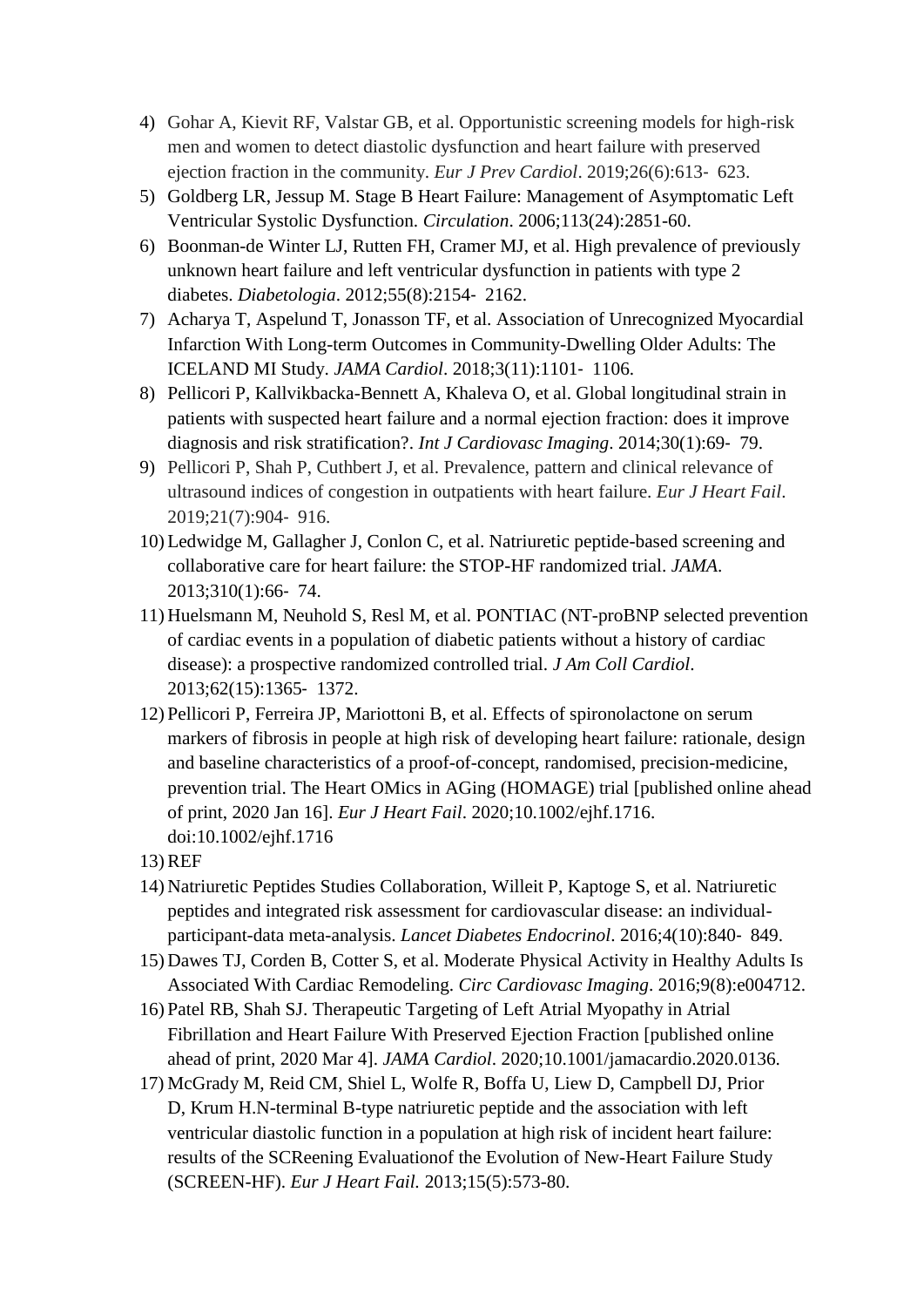4) Gohar A, Kievit RF, Valstar GB, et al. Opportunistic screening models for high-risk men and women to detect diastolic dysfunction and heart failure with preserved ejection fraction in the community. *Eur J Prev Cardiol*. 2019;26(6):613‐623.
5) Goldberg LR, Jessup M. Stage B Heart Failure: Management of Asymptomatic Left Ventricular Systolic Dysfunction. *Circulation*. 2006;113(24):2851-60.
6) Boonman-de Winter LJ, Rutten FH, Cramer MJ, et al. High prevalence of previously unknown heart failure and left ventricular dysfunction in patients with type 2 diabetes. *Diabetologia*. 2012;55(8):2154‐2162.
7) Acharya T, Aspelund T, Jonasson TF, et al. Association of Unrecognized Myocardial Infarction With Long-term Outcomes in Community-Dwelling Older Adults: The ICELAND MI Study. *JAMA Cardiol*. 2018;3(11):1101‐1106.
8) Pellicori P, Kallvikbacka-Bennett A, Khaleva O, et al. Global longitudinal strain in patients with suspected heart failure and a normal ejection fraction: does it improve diagnosis and risk stratification?. *Int J Cardiovasc Imaging*. 2014;30(1):69‐79.
9) Pellicori P, Shah P, Cuthbert J, et al. Prevalence, pattern and clinical relevance of ultrasound indices of congestion in outpatients with heart failure. *Eur J Heart Fail*. 2019;21(7):904‐916.
10) Ledwidge M, Gallagher J, Conlon C, et al. Natriuretic peptide-based screening and collaborative care for heart failure: the STOP-HF randomized trial. *JAMA*. 2013;310(1):66‐74.
11) Huelsmann M, Neuhold S, Resl M, et al. PONTIAC (NT-proBNP selected prevention of cardiac events in a population of diabetic patients without a history of cardiac disease): a prospective randomized controlled trial. *J Am Coll Cardiol*. 2013;62(15):1365‐1372.
12) Pellicori P, Ferreira JP, Mariottoni B, et al. Effects of spironolactone on serum markers of fibrosis in people at high risk of developing heart failure: rationale, design and baseline characteristics of a proof-of-concept, randomised, precision-medicine, prevention trial. The Heart OMics in AGing (HOMAGE) trial [published online ahead of print, 2020 Jan 16]. *Eur J Heart Fail*. 2020;10.1002/ejhf.1716. doi:10.1002/ejhf.1716
13) REF
14) Natriuretic Peptides Studies Collaboration, Willeit P, Kaptoge S, et al. Natriuretic peptides and integrated risk assessment for cardiovascular disease: an individual-participant-data meta-analysis. *Lancet Diabetes Endocrinol*. 2016;4(10):840‐849.
15) Dawes TJ, Corden B, Cotter S, et al. Moderate Physical Activity in Healthy Adults Is Associated With Cardiac Remodeling. *Circ Cardiovasc Imaging*. 2016;9(8):e004712.
16) Patel RB, Shah SJ. Therapeutic Targeting of Left Atrial Myopathy in Atrial Fibrillation and Heart Failure With Preserved Ejection Fraction [published online ahead of print, 2020 Mar 4]. *JAMA Cardiol*. 2020;10.1001/jamacardio.2020.0136.
17) McGrady M, Reid CM, Shiel L, Wolfe R, Boffa U, Liew D, Campbell DJ, Prior D, Krum H.N-terminal B-type natriuretic peptide and the association with left ventricular diastolic function in a population at high risk of incident heart failure: results of the SCReening Evaluationof the Evolution of New-Heart Failure Study (SCREEN-HF). *Eur J Heart Fail.* 2013;15(5):573-80.